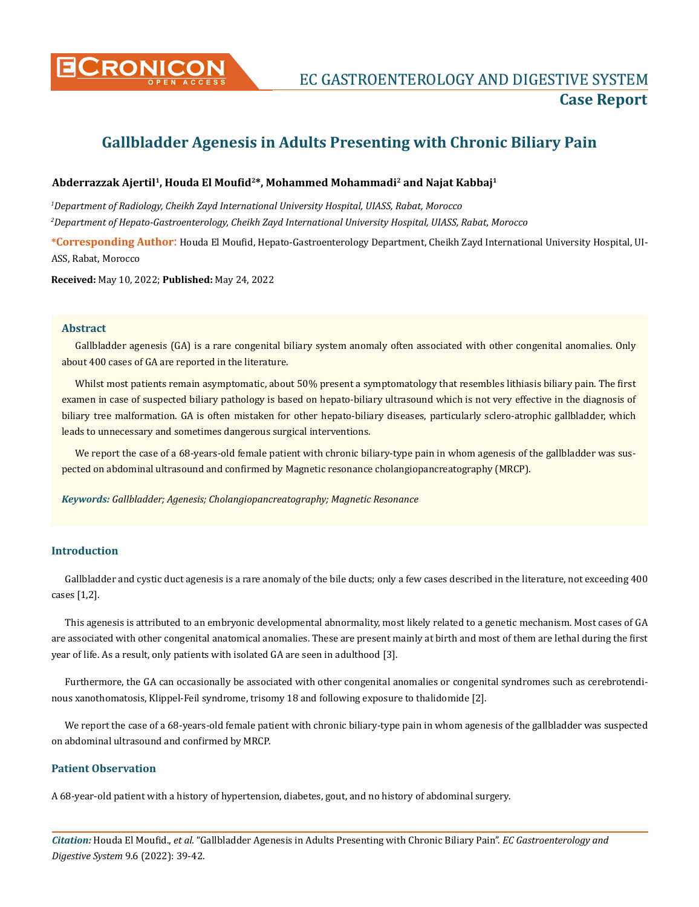# Gallbladder Agenesis in Adults Presenting with Chronic Biliary Pain

**Abderrazzak Ajertil[1], Houda El Moufid[2]*, Mohammed Mohammadi[2] and Najat Kabbaj[1]**

*[1]Department of Radiology, Cheikh Zayd International University Hospital, UIASS, Rabat, Morocco*

*[2]Department of Hepato-Gastroenterology, Cheikh Zayd International University Hospital, UIASS, Rabat, Morocco*

**\*Corresponding Author**: Houda El Moufid, Hepato-Gastroenterology Department, Cheikh Zayd International University Hospital, UIASS, Rabat, Morocco

**Received:** May 10, 2022; **Published:** May 24, 2022

## Abstract

Gallbladder agenesis (GA) is a rare congenital biliary system anomaly often associated with other congenital anomalies. Only about 400 cases of GA are reported in the literature.

Whilst most patients remain asymptomatic, about 50% present a symptomatology that resembles lithiasis biliary pain. The first examen in case of suspected biliary pathology is based on hepato-biliary ultrasound which is not very effective in the diagnosis of biliary tree malformation. GA is often mistaken for other hepato-biliary diseases, particularly sclero-atrophic gallbladder, which leads to unnecessary and sometimes dangerous surgical interventions.

We report the case of a 68-years-old female patient with chronic biliary-type pain in whom agenesis of the gallbladder was suspected on abdominal ultrasound and confirmed by Magnetic resonance cholangiopancreatography (MRCP).

***Keywords:*** *Gallbladder; Agenesis; Cholangiopancreatography; Magnetic Resonance*

## Introduction

Gallbladder and cystic duct agenesis is a rare anomaly of the bile ducts; only a few cases described in the literature, not exceeding 400 cases [1,2].

This agenesis is attributed to an embryonic developmental abnormality, most likely related to a genetic mechanism. Most cases of GA are associated with other congenital anatomical anomalies. These are present mainly at birth and most of them are lethal during the first year of life. As a result, only patients with isolated GA are seen in adulthood [3].

Furthermore, the GA can occasionally be associated with other congenital anomalies or congenital syndromes such as cerebrotendinous xanthomatosis, Klippel-Feil syndrome, trisomy 18 and following exposure to thalidomide [2].

We report the case of a 68-years-old female patient with chronic biliary-type pain in whom agenesis of the gallbladder was suspected on abdominal ultrasound and confirmed by MRCP.

## Patient Observation

A 68-year-old patient with a history of hypertension, diabetes, gout, and no history of abdominal surgery.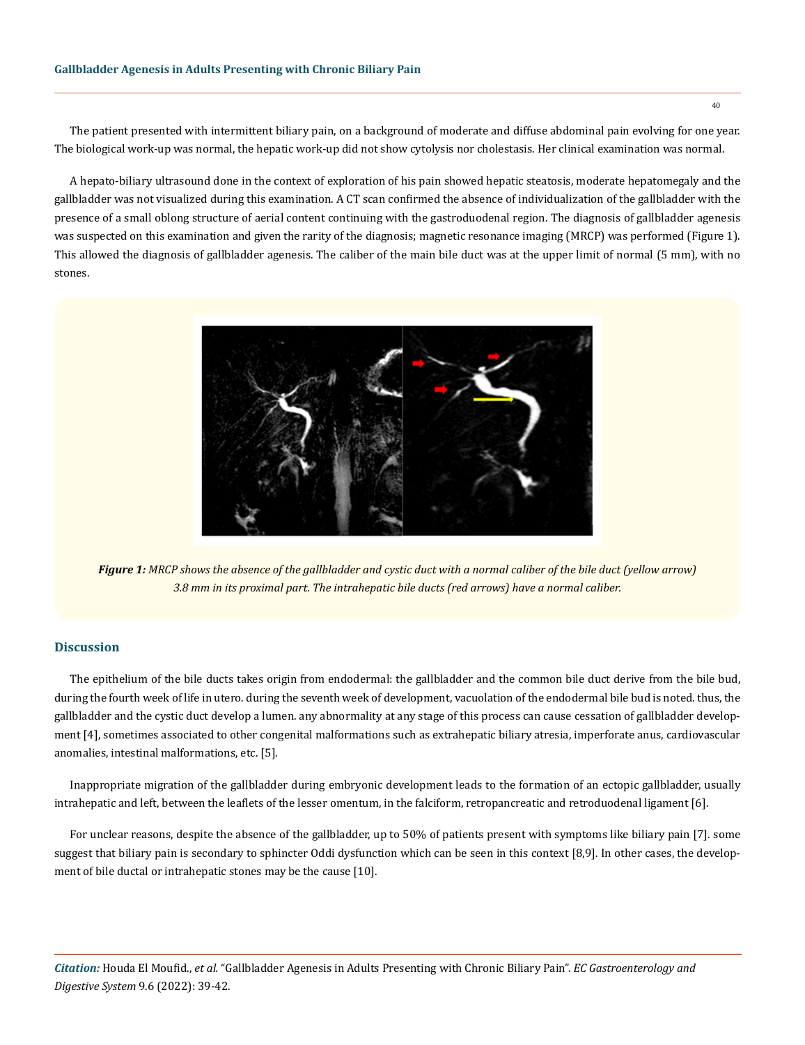The patient presented with intermittent biliary pain, on a background of moderate and diffuse abdominal pain evolving for one year. The biological work-up was normal, the hepatic work-up did not show cytolysis nor cholestasis. Her clinical examination was normal.

A hepato-biliary ultrasound done in the context of exploration of his pain showed hepatic steatosis, moderate hepatomegaly and the gallbladder was not visualized during this examination. A CT scan confirmed the absence of individualization of the gallbladder with the presence of a small oblong structure of aerial content continuing with the gastroduodenal region. The diagnosis of gallbladder agenesis was suspected on this examination and given the rarity of the diagnosis; magnetic resonance imaging (MRCP) was performed (Figure 1). This allowed the diagnosis of gallbladder agenesis. The caliber of the main bile duct was at the upper limit of normal (5 mm), with no stones.

***Figure 1:*** *MRCP shows the absence of the gallbladder and cystic duct with a normal caliber of the bile duct (yellow arrow) 3.8 mm in its proximal part. The intrahepatic bile ducts (red arrows) have a normal caliber.*

## Discussion

The epithelium of the bile ducts takes origin from endodermal: the gallbladder and the common bile duct derive from the bile bud, during the fourth week of life in utero. during the seventh week of development, vacuolation of the endodermal bile bud is noted. thus, the gallbladder and the cystic duct develop a lumen. any abnormality at any stage of this process can cause cessation of gallbladder development [4], sometimes associated to other congenital malformations such as extrahepatic biliary atresia, imperforate anus, cardiovascular anomalies, intestinal malformations, etc. [5].

Inappropriate migration of the gallbladder during embryonic development leads to the formation of an ectopic gallbladder, usually intrahepatic and left, between the leaflets of the lesser omentum, in the falciform, retropancreatic and retroduodenal ligament [6].

For unclear reasons, despite the absence of the gallbladder, up to 50% of patients present with symptoms like biliary pain [7]. some suggest that biliary pain is secondary to sphincter Oddi dysfunction which can be seen in this context [8,9]. In other cases, the development of bile ductal or intrahepatic stones may be the cause [10].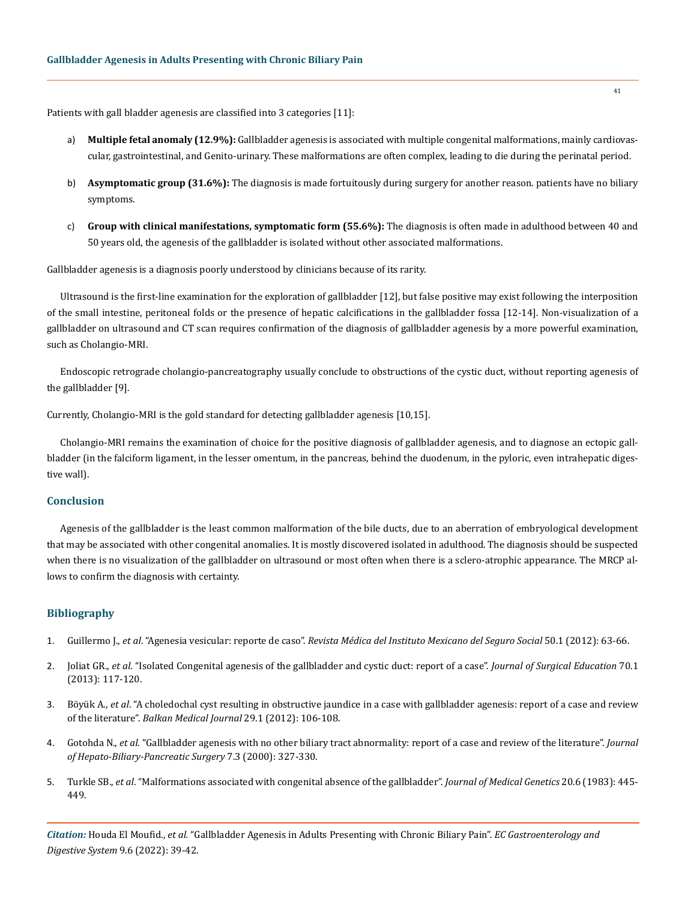Patients with gall bladder agenesis are classified into 3 categories [11]:

a) **Multiple fetal anomaly (12.9%):** Gallbladder agenesis is associated with multiple congenital malformations, mainly cardiovascular, gastrointestinal, and Genito-urinary. These malformations are often complex, leading to die during the perinatal period.

b) **Asymptomatic group (31.6%):** The diagnosis is made fortuitously during surgery for another reason. patients have no biliary symptoms.

c) **Group with clinical manifestations, symptomatic form (55.6%):** The diagnosis is often made in adulthood between 40 and 50 years old, the agenesis of the gallbladder is isolated without other associated malformations.

Gallbladder agenesis is a diagnosis poorly understood by clinicians because of its rarity.

Ultrasound is the first-line examination for the exploration of gallbladder [12], but false positive may exist following the interposition of the small intestine, peritoneal folds or the presence of hepatic calcifications in the gallbladder fossa [12-14]. Non-visualization of a gallbladder on ultrasound and CT scan requires confirmation of the diagnosis of gallbladder agenesis by a more powerful examination, such as Cholangio-MRI.

Endoscopic retrograde cholangio-pancreatography usually conclude to obstructions of the cystic duct, without reporting agenesis of the gallbladder [9].

Currently, Cholangio-MRI is the gold standard for detecting gallbladder agenesis [10,15].

Cholangio-MRI remains the examination of choice for the positive diagnosis of gallbladder agenesis, and to diagnose an ectopic gallbladder (in the falciform ligament, in the lesser omentum, in the pancreas, behind the duodenum, in the pyloric, even intrahepatic digestive wall).

## Conclusion

Agenesis of the gallbladder is the least common malformation of the bile ducts, due to an aberration of embryological development that may be associated with other congenital anomalies. It is mostly discovered isolated in adulthood. The diagnosis should be suspected when there is no visualization of the gallbladder on ultrasound or most often when there is a sclero-atrophic appearance. The MRCP allows to confirm the diagnosis with certainty.

## Bibliography

1. Guillermo J., *et al*. "Agenesia vesicular: reporte de caso". *Revista Médica del Instituto Mexicano del Seguro Social* 50.1 (2012): 63-66.
2. Joliat GR., *et al*. "Isolated Congenital agenesis of the gallbladder and cystic duct: report of a case". *Journal of Surgical Education* 70.1 (2013): 117-120.
3. Böyük A., *et al*. "A choledochal cyst resulting in obstructive jaundice in a case with gallbladder agenesis: report of a case and review of the literature". *Balkan Medical Journal* 29.1 (2012): 106-108.
4. Gotohda N., *et al*. "Gallbladder agenesis with no other biliary tract abnormality: report of a case and review of the literature". *Journal of Hepato-Biliary-Pancreatic Surgery* 7.3 (2000): 327-330.
5. Turkle SB., *et al*. "Malformations associated with congenital absence of the gallbladder". *Journal of Medical Genetics* 20.6 (1983): 445-449.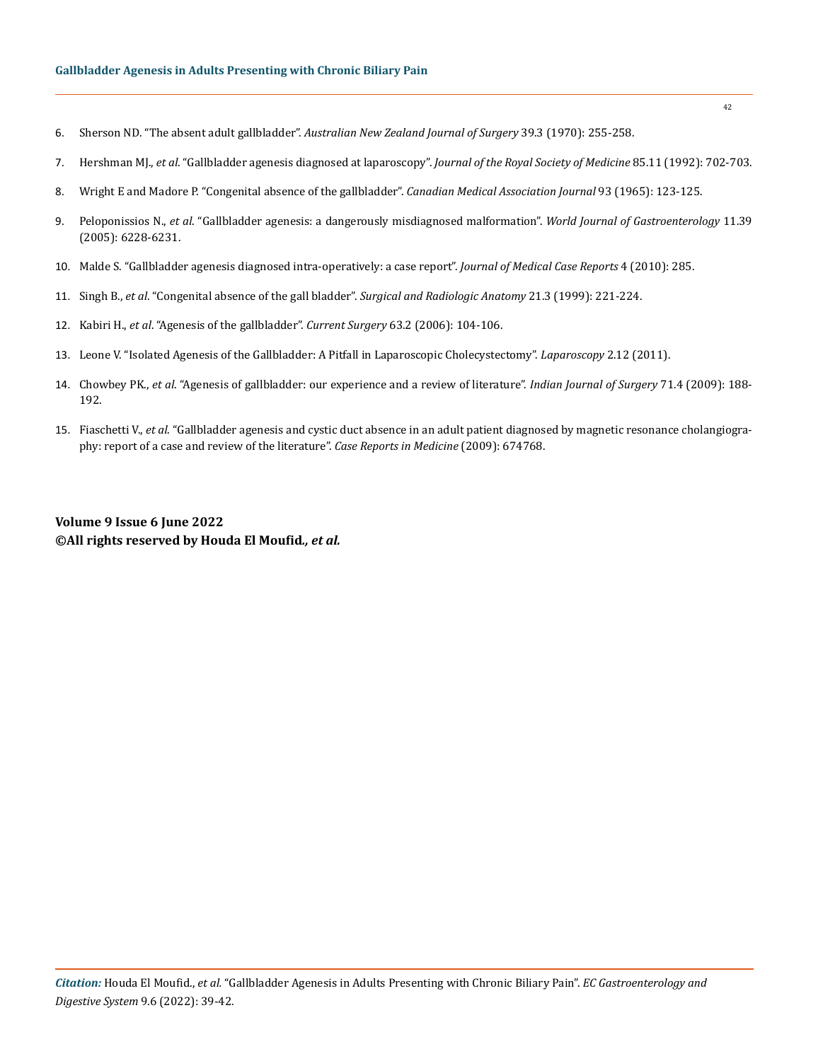6. Sherson ND. "The absent adult gallbladder". *Australian New Zealand Journal of Surgery* 39.3 (1970): 255-258.
7. Hershman MJ., *et al*. "Gallbladder agenesis diagnosed at laparoscopy". *Journal of the Royal Society of Medicine* 85.11 (1992): 702-703.
8. Wright E and Madore P. "Congenital absence of the gallbladder". *Canadian Medical Association Journal* 93 (1965): 123-125.
9. Peloponissios N., *et al*. "Gallbladder agenesis: a dangerously misdiagnosed malformation". *World Journal of Gastroenterology* 11.39 (2005): 6228-6231.
10. Malde S. "Gallbladder agenesis diagnosed intra-operatively: a case report". *Journal of Medical Case Reports* 4 (2010): 285.
11. Singh B., *et al*. "Congenital absence of the gall bladder". *Surgical and Radiologic Anatomy* 21.3 (1999): 221-224.
12. Kabiri H., *et al*. "Agenesis of the gallbladder". *Current Surgery* 63.2 (2006): 104-106.
13. Leone V. "Isolated Agenesis of the Gallbladder: A Pitfall in Laparoscopic Cholecystectomy". *Laparoscopy* 2.12 (2011).
14. Chowbey PK., *et al*. "Agenesis of gallbladder: our experience and a review of literature". *Indian Journal of Surgery* 71.4 (2009): 188-192.
15. Fiaschetti V., *et al*. "Gallbladder agenesis and cystic duct absence in an adult patient diagnosed by magnetic resonance cholangiography: report of a case and review of the literature". *Case Reports in Medicine* (2009): 674768.

**Volume 9 Issue 6 June 2022**
**©All rights reserved by Houda El Moufid., *et al.***